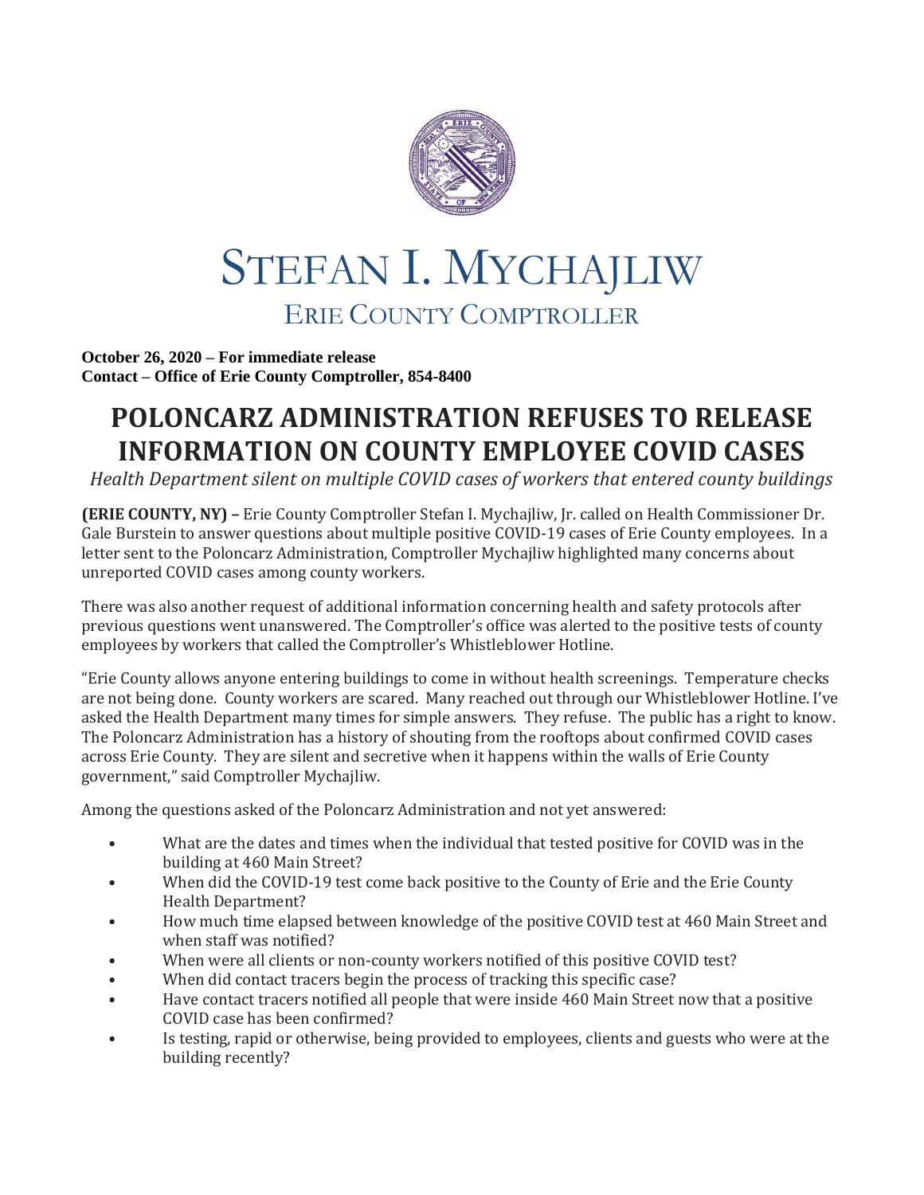# STEFAN I. MYCHAJLIW

## ERIE COUNTY COMPTROLLER

**October 26, 2020 – For immediate release**
**Contact – Office of Erie County Comptroller, 854-8400**

# POLONCARZ ADMINISTRATION REFUSES TO RELEASE INFORMATION ON COUNTY EMPLOYEE COVID CASES

*Health Department silent on multiple COVID cases of workers that entered county buildings*

**(ERIE COUNTY, NY) –** Erie County Comptroller Stefan I. Mychajliw, Jr. called on Health Commissioner Dr. Gale Burstein to answer questions about multiple positive COVID-19 cases of Erie County employees. In a letter sent to the Poloncarz Administration, Comptroller Mychajliw highlighted many concerns about unreported COVID cases among county workers.

There was also another request of additional information concerning health and safety protocols after previous questions went unanswered. The Comptroller's office was alerted to the positive tests of county employees by workers that called the Comptroller's Whistleblower Hotline.

"Erie County allows anyone entering buildings to come in without health screenings. Temperature checks are not being done. County workers are scared. Many reached out through our Whistleblower Hotline. I've asked the Health Department many times for simple answers. They refuse. The public has a right to know. The Poloncarz Administration has a history of shouting from the rooftops about confirmed COVID cases across Erie County. They are silent and secretive when it happens within the walls of Erie County government," said Comptroller Mychajliw.

Among the questions asked of the Poloncarz Administration and not yet answered:

- What are the dates and times when the individual that tested positive for COVID was in the building at 460 Main Street?
- When did the COVID-19 test come back positive to the County of Erie and the Erie County Health Department?
- How much time elapsed between knowledge of the positive COVID test at 460 Main Street and when staff was notified?
- When were all clients or non-county workers notified of this positive COVID test?
- When did contact tracers begin the process of tracking this specific case?
- Have contact tracers notified all people that were inside 460 Main Street now that a positive COVID case has been confirmed?
- Is testing, rapid or otherwise, being provided to employees, clients and guests who were at the building recently?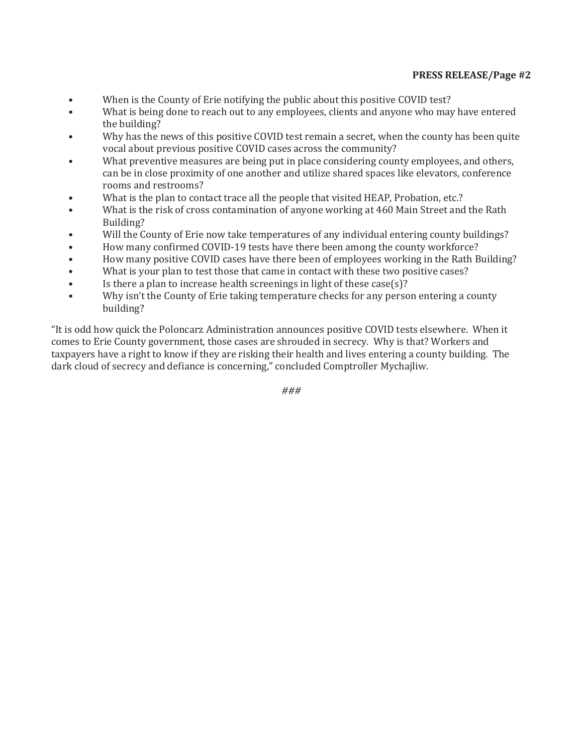- When is the County of Erie notifying the public about this positive COVID test?
- What is being done to reach out to any employees, clients and anyone who may have entered the building?
- Why has the news of this positive COVID test remain a secret, when the county has been quite vocal about previous positive COVID cases across the community?
- What preventive measures are being put in place considering county employees, and others, can be in close proximity of one another and utilize shared spaces like elevators, conference rooms and restrooms?
- What is the plan to contact trace all the people that visited HEAP, Probation, etc.?
- What is the risk of cross contamination of anyone working at 460 Main Street and the Rath Building?
- Will the County of Erie now take temperatures of any individual entering county buildings?
- How many confirmed COVID-19 tests have there been among the county workforce?
- How many positive COVID cases have there been of employees working in the Rath Building?
- What is your plan to test those that came in contact with these two positive cases?
- Is there a plan to increase health screenings in light of these case(s)?
- Why isn't the County of Erie taking temperature checks for any person entering a county building?

"It is odd how quick the Poloncarz Administration announces positive COVID tests elsewhere. When it comes to Erie County government, those cases are shrouded in secrecy. Why is that? Workers and taxpayers have a right to know if they are risking their health and lives entering a county building. The dark cloud of secrecy and defiance is concerning," concluded Comptroller Mychajliw.

###